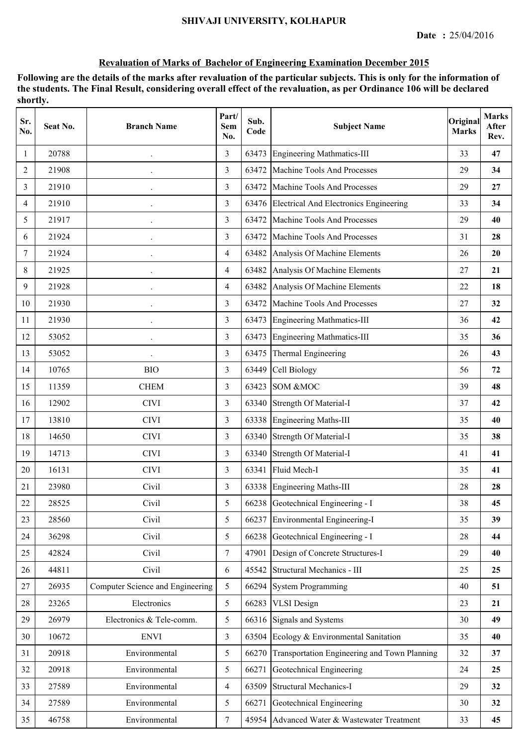# SHIVAJI UNIVERSITY, KOLHAPUR

**Date : 25/04/2016**

## Revaluation of Marks of Bachelor of Engineering Examination December 2015

**Following are the details of the marks after revaluation of the particular subjects. This is only for the information of the students. The Final Result, considering overall effect of the revaluation, as per Ordinance 106 will be declared shortly.**

| Sr. No. | Seat No. | Branch Name | Part/ Sem No. | Sub. Code | Subject Name | Original Marks | Marks After Rev. |
|---|---|---|---|---|---|---|---|
| 1 | 20788 | . | 3 | 63473 | Engineering Mathmatics-III | 33 | **47** |
| 2 | 21908 | . | 3 | 63472 | Machine Tools And Processes | 29 | **34** |
| 3 | 21910 | . | 3 | 63472 | Machine Tools And Processes | 29 | **27** |
| 4 | 21910 | . | 3 | 63476 | Electrical And Electronics Engineering | 33 | **34** |
| 5 | 21917 | . | 3 | 63472 | Machine Tools And Processes | 29 | **40** |
| 6 | 21924 | . | 3 | 63472 | Machine Tools And Processes | 31 | **28** |
| 7 | 21924 | . | 4 | 63482 | Analysis Of Machine Elements | 26 | **20** |
| 8 | 21925 | . | 4 | 63482 | Analysis Of Machine Elements | 27 | **21** |
| 9 | 21928 | . | 4 | 63482 | Analysis Of Machine Elements | 22 | **18** |
| 10 | 21930 | . | 3 | 63472 | Machine Tools And Processes | 27 | **32** |
| 11 | 21930 | . | 3 | 63473 | Engineering Mathmatics-III | 36 | **42** |
| 12 | 53052 | . | 3 | 63473 | Engineering Mathmatics-III | 35 | **36** |
| 13 | 53052 | . | 3 | 63475 | Thermal Engineering | 26 | **43** |
| 14 | 10765 | BIO | 3 | 63449 | Cell Biology | 56 | **72** |
| 15 | 11359 | CHEM | 3 | 63423 | SOM &MOC | 39 | **48** |
| 16 | 12902 | CIVI | 3 | 63340 | Strength Of Material-I | 37 | **42** |
| 17 | 13810 | CIVI | 3 | 63338 | Engineering Maths-III | 35 | **40** |
| 18 | 14650 | CIVI | 3 | 63340 | Strength Of Material-I | 35 | **38** |
| 19 | 14713 | CIVI | 3 | 63340 | Strength Of Material-I | 41 | **41** |
| 20 | 16131 | CIVI | 3 | 63341 | Fluid Mech-I | 35 | **41** |
| 21 | 23980 | Civil | 3 | 63338 | Engineering Maths-III | 28 | **28** |
| 22 | 28525 | Civil | 5 | 66238 | Geotechnical Engineering - I | 38 | **45** |
| 23 | 28560 | Civil | 5 | 66237 | Environmental Engineering-I | 35 | **39** |
| 24 | 36298 | Civil | 5 | 66238 | Geotechnical Engineering - I | 28 | **44** |
| 25 | 42824 | Civil | 7 | 47901 | Design of Concrete Structures-I | 29 | **40** |
| 26 | 44811 | Civil | 6 | 45542 | Structural Mechanics - III | 25 | **25** |
| 27 | 26935 | Computer Science and Engineering | 5 | 66294 | System Programming | 40 | **51** |
| 28 | 23265 | Electronics | 5 | 66283 | VLSI Design | 23 | **21** |
| 29 | 26979 | Electronics & Tele-comm. | 5 | 66316 | Signals and Systems | 30 | **49** |
| 30 | 10672 | ENVI | 3 | 63504 | Ecology & Environmental Sanitation | 35 | **40** |
| 31 | 20918 | Environmental | 5 | 66270 | Transportation Engineering and Town Planning | 32 | **37** |
| 32 | 20918 | Environmental | 5 | 66271 | Geotechnical Engineering | 24 | **25** |
| 33 | 27589 | Environmental | 4 | 63509 | Structural Mechanics-I | 29 | **32** |
| 34 | 27589 | Environmental | 5 | 66271 | Geotechnical Engineering | 30 | **32** |
| 35 | 46758 | Environmental | 7 | 45954 | Advanced Water & Wastewater Treatment | 33 | **45** |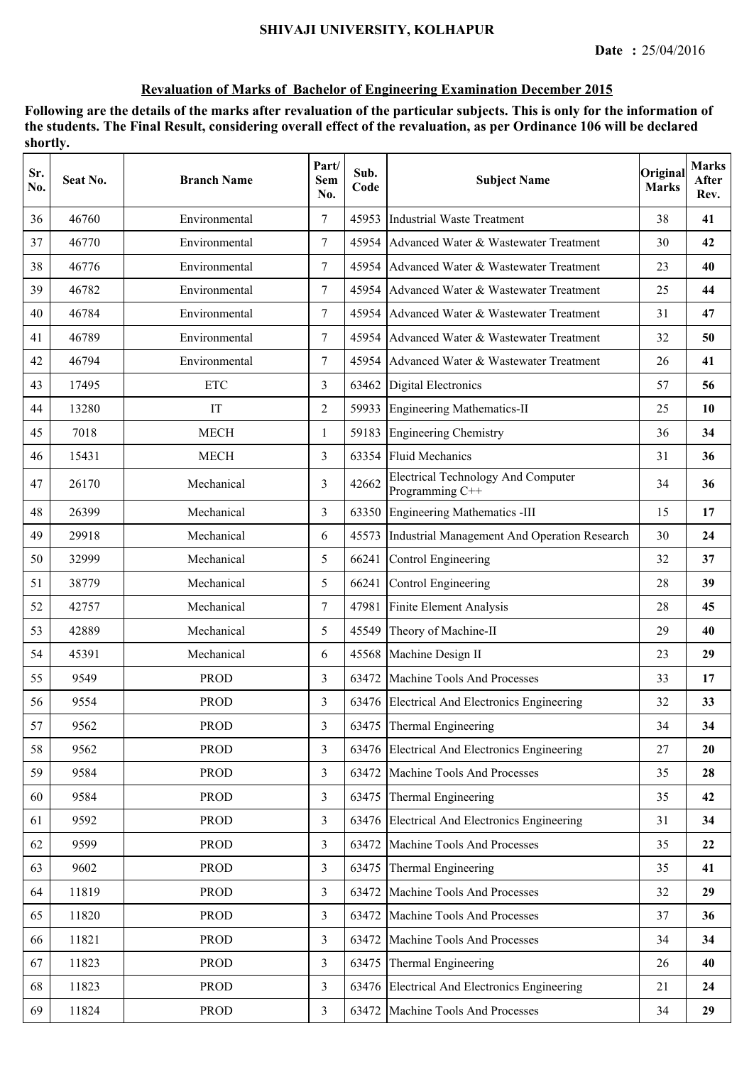## SHIVAJI UNIVERSITY, KOLHAPUR

**Date : 25/04/2016**

**Revaluation of Marks of Bachelor of Engineering Examination December 2015**

**Following are the details of the marks after revaluation of the particular subjects. This is only for the information of the students. The Final Result, considering overall effect of the revaluation, as per Ordinance 106 will be declared shortly.**

| Sr. No. | Seat No. | Branch Name | Part/ Sem No. | Sub. Code | Subject Name | Original Marks | Marks After Rev. |
|---|---|---|---|---|---|---|---|
| 36 | 46760 | Environmental | 7 | 45953 | Industrial Waste Treatment | 38 | **41** |
| 37 | 46770 | Environmental | 7 | 45954 | Advanced Water & Wastewater Treatment | 30 | **42** |
| 38 | 46776 | Environmental | 7 | 45954 | Advanced Water & Wastewater Treatment | 23 | **40** |
| 39 | 46782 | Environmental | 7 | 45954 | Advanced Water & Wastewater Treatment | 25 | **44** |
| 40 | 46784 | Environmental | 7 | 45954 | Advanced Water & Wastewater Treatment | 31 | **47** |
| 41 | 46789 | Environmental | 7 | 45954 | Advanced Water & Wastewater Treatment | 32 | **50** |
| 42 | 46794 | Environmental | 7 | 45954 | Advanced Water & Wastewater Treatment | 26 | **41** |
| 43 | 17495 | ETC | 3 | 63462 | Digital Electronics | 57 | **56** |
| 44 | 13280 | IT | 2 | 59933 | Engineering Mathematics-II | 25 | **10** |
| 45 | 7018 | MECH | 1 | 59183 | Engineering Chemistry | 36 | **34** |
| 46 | 15431 | MECH | 3 | 63354 | Fluid Mechanics | 31 | **36** |
| 47 | 26170 | Mechanical | 3 | 42662 | Electrical Technology And Computer Programming C++ | 34 | **36** |
| 48 | 26399 | Mechanical | 3 | 63350 | Engineering Mathematics -III | 15 | **17** |
| 49 | 29918 | Mechanical | 6 | 45573 | Industrial Management And Operation Research | 30 | **24** |
| 50 | 32999 | Mechanical | 5 | 66241 | Control Engineering | 32 | **37** |
| 51 | 38779 | Mechanical | 5 | 66241 | Control Engineering | 28 | **39** |
| 52 | 42757 | Mechanical | 7 | 47981 | Finite Element Analysis | 28 | **45** |
| 53 | 42889 | Mechanical | 5 | 45549 | Theory of Machine-II | 29 | **40** |
| 54 | 45391 | Mechanical | 6 | 45568 | Machine Design II | 23 | **29** |
| 55 | 9549 | PROD | 3 | 63472 | Machine Tools And Processes | 33 | **17** |
| 56 | 9554 | PROD | 3 | 63476 | Electrical And Electronics Engineering | 32 | **33** |
| 57 | 9562 | PROD | 3 | 63475 | Thermal Engineering | 34 | **34** |
| 58 | 9562 | PROD | 3 | 63476 | Electrical And Electronics Engineering | 27 | **20** |
| 59 | 9584 | PROD | 3 | 63472 | Machine Tools And Processes | 35 | **28** |
| 60 | 9584 | PROD | 3 | 63475 | Thermal Engineering | 35 | **42** |
| 61 | 9592 | PROD | 3 | 63476 | Electrical And Electronics Engineering | 31 | **34** |
| 62 | 9599 | PROD | 3 | 63472 | Machine Tools And Processes | 35 | **22** |
| 63 | 9602 | PROD | 3 | 63475 | Thermal Engineering | 35 | **41** |
| 64 | 11819 | PROD | 3 | 63472 | Machine Tools And Processes | 32 | **29** |
| 65 | 11820 | PROD | 3 | 63472 | Machine Tools And Processes | 37 | **36** |
| 66 | 11821 | PROD | 3 | 63472 | Machine Tools And Processes | 34 | **34** |
| 67 | 11823 | PROD | 3 | 63475 | Thermal Engineering | 26 | **40** |
| 68 | 11823 | PROD | 3 | 63476 | Electrical And Electronics Engineering | 21 | **24** |
| 69 | 11824 | PROD | 3 | 63472 | Machine Tools And Processes | 34 | **29** |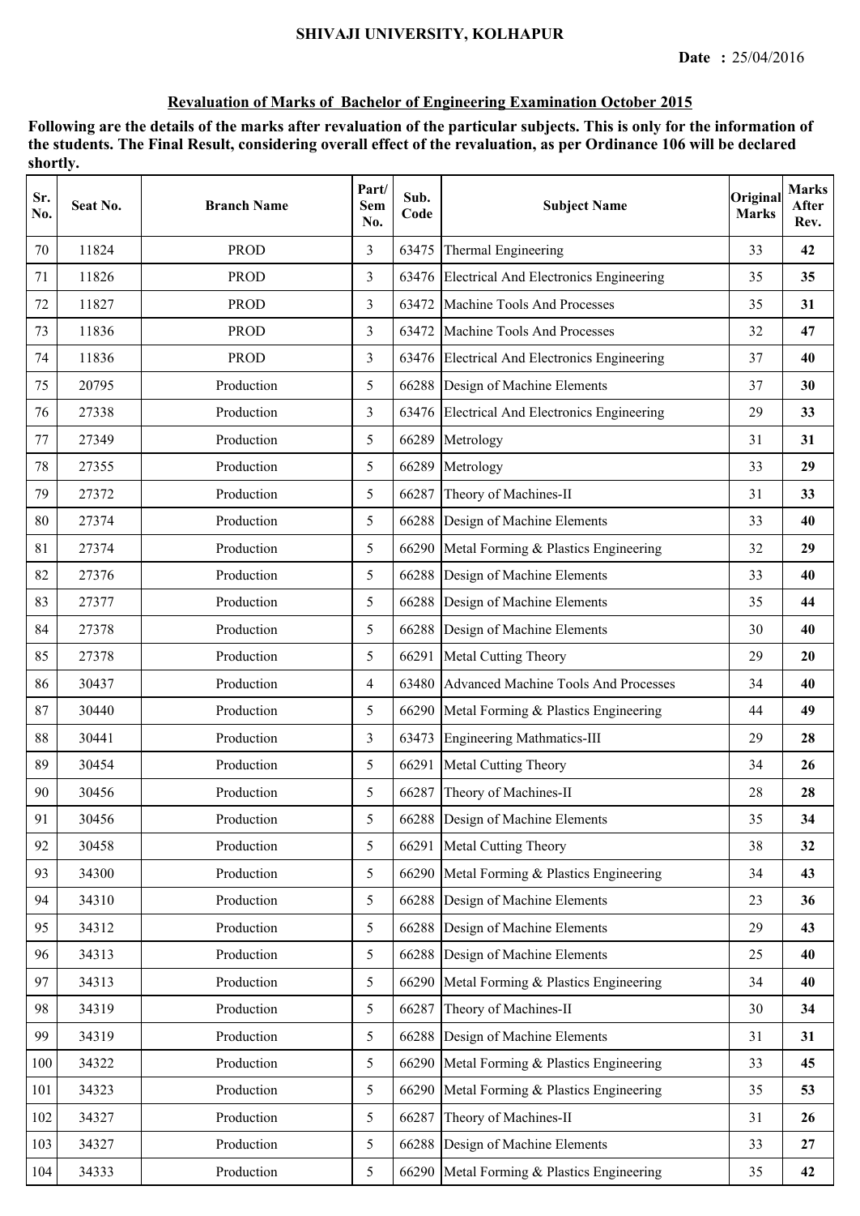SHIVAJI UNIVERSITY, KOLHAPUR

**Date :** 25/04/2016

**Revaluation of Marks of Bachelor of Engineering Examination October 2015**

**Following are the details of the marks after revaluation of the particular subjects. This is only for the information of the students. The Final Result, considering overall effect of the revaluation, as per Ordinance 106 will be declared shortly.**

| Sr. No. | Seat No. | Branch Name | Part/ Sem No. | Sub. Code | Subject Name | Original Marks | Marks After Rev. |
|---|---|---|---|---|---|---|---|
| 70 | 11824 | PROD | 3 | 63475 | Thermal Engineering | 33 | **42** |
| 71 | 11826 | PROD | 3 | 63476 | Electrical And Electronics Engineering | 35 | **35** |
| 72 | 11827 | PROD | 3 | 63472 | Machine Tools And Processes | 35 | **31** |
| 73 | 11836 | PROD | 3 | 63472 | Machine Tools And Processes | 32 | **47** |
| 74 | 11836 | PROD | 3 | 63476 | Electrical And Electronics Engineering | 37 | **40** |
| 75 | 20795 | Production | 5 | 66288 | Design of Machine Elements | 37 | **30** |
| 76 | 27338 | Production | 3 | 63476 | Electrical And Electronics Engineering | 29 | **33** |
| 77 | 27349 | Production | 5 | 66289 | Metrology | 31 | **31** |
| 78 | 27355 | Production | 5 | 66289 | Metrology | 33 | **29** |
| 79 | 27372 | Production | 5 | 66287 | Theory of Machines-II | 31 | **33** |
| 80 | 27374 | Production | 5 | 66288 | Design of Machine Elements | 33 | **40** |
| 81 | 27374 | Production | 5 | 66290 | Metal Forming & Plastics Engineering | 32 | **29** |
| 82 | 27376 | Production | 5 | 66288 | Design of Machine Elements | 33 | **40** |
| 83 | 27377 | Production | 5 | 66288 | Design of Machine Elements | 35 | **44** |
| 84 | 27378 | Production | 5 | 66288 | Design of Machine Elements | 30 | **40** |
| 85 | 27378 | Production | 5 | 66291 | Metal Cutting Theory | 29 | **20** |
| 86 | 30437 | Production | 4 | 63480 | Advanced Machine Tools And Processes | 34 | **40** |
| 87 | 30440 | Production | 5 | 66290 | Metal Forming & Plastics Engineering | 44 | **49** |
| 88 | 30441 | Production | 3 | 63473 | Engineering Mathmatics-III | 29 | **28** |
| 89 | 30454 | Production | 5 | 66291 | Metal Cutting Theory | 34 | **26** |
| 90 | 30456 | Production | 5 | 66287 | Theory of Machines-II | 28 | **28** |
| 91 | 30456 | Production | 5 | 66288 | Design of Machine Elements | 35 | **34** |
| 92 | 30458 | Production | 5 | 66291 | Metal Cutting Theory | 38 | **32** |
| 93 | 34300 | Production | 5 | 66290 | Metal Forming & Plastics Engineering | 34 | **43** |
| 94 | 34310 | Production | 5 | 66288 | Design of Machine Elements | 23 | **36** |
| 95 | 34312 | Production | 5 | 66288 | Design of Machine Elements | 29 | **43** |
| 96 | 34313 | Production | 5 | 66288 | Design of Machine Elements | 25 | **40** |
| 97 | 34313 | Production | 5 | 66290 | Metal Forming & Plastics Engineering | 34 | **40** |
| 98 | 34319 | Production | 5 | 66287 | Theory of Machines-II | 30 | **34** |
| 99 | 34319 | Production | 5 | 66288 | Design of Machine Elements | 31 | **31** |
| 100 | 34322 | Production | 5 | 66290 | Metal Forming & Plastics Engineering | 33 | **45** |
| 101 | 34323 | Production | 5 | 66290 | Metal Forming & Plastics Engineering | 35 | **53** |
| 102 | 34327 | Production | 5 | 66287 | Theory of Machines-II | 31 | **26** |
| 103 | 34327 | Production | 5 | 66288 | Design of Machine Elements | 33 | **27** |
| 104 | 34333 | Production | 5 | 66290 | Metal Forming & Plastics Engineering | 35 | **42** |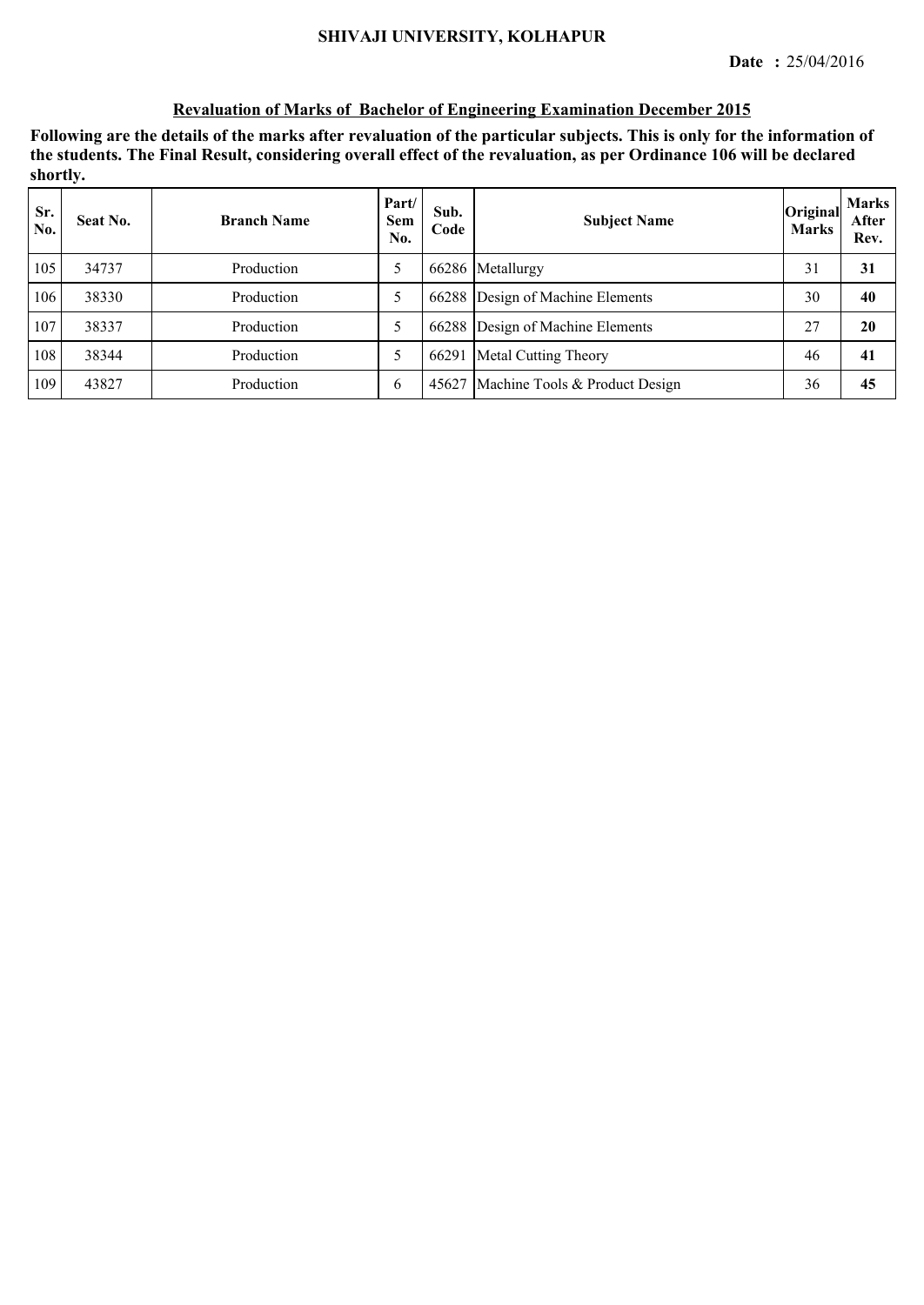**SHIVAJI UNIVERSITY, KOLHAPUR**

**Date :** 25/04/2016

**Revaluation of Marks of Bachelor of Engineering Examination December 2015**

**Following are the details of the marks after revaluation of the particular subjects. This is only for the information of the students. The Final Result, considering overall effect of the revaluation, as per Ordinance 106 will be declared shortly.**

| Sr. No. | Seat No. | Branch Name | Part/ Sem No. | Sub. Code | Subject Name | Original Marks | Marks After Rev. |
|---|---|---|---|---|---|---|---|
| 105 | 34737 | Production | 5 | 66286 | Metallurgy | 31 | **31** |
| 106 | 38330 | Production | 5 | 66288 | Design of Machine Elements | 30 | **40** |
| 107 | 38337 | Production | 5 | 66288 | Design of Machine Elements | 27 | **20** |
| 108 | 38344 | Production | 5 | 66291 | Metal Cutting Theory | 46 | **41** |
| 109 | 43827 | Production | 6 | 45627 | Machine Tools & Product Design | 36 | **45** |